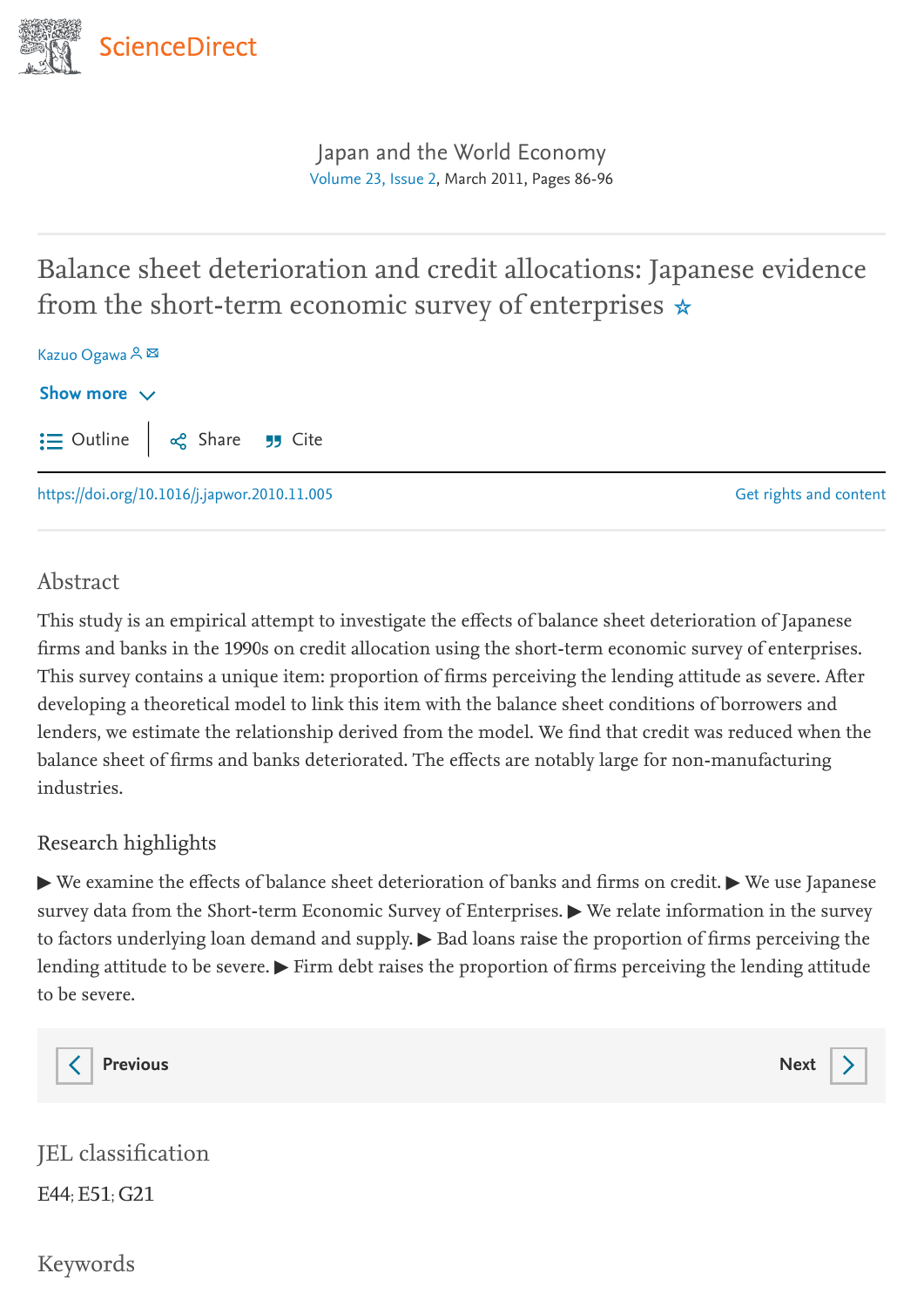Japan and the World Economy

Volume 23, Issue 2, March 2011, Pages 86-96

# Balance sheet deterioration and credit allocations: Japanese evidence from the short-term economic survey of enterprises ☆

Kazuo Ogawa

https://doi.org/10.1016/j.japwor.2010.11.005

## Abstract

This study is an empirical attempt to investigate the effects of balance sheet deterioration of Japanese firms and banks in the 1990s on credit allocation using the short-term economic survey of enterprises. This survey contains a unique item: proportion of firms perceiving the lending attitude as severe. After developing a theoretical model to link this item with the balance sheet conditions of borrowers and lenders, we estimate the relationship derived from the model. We find that credit was reduced when the balance sheet of firms and banks deteriorated. The effects are notably large for non-manufacturing industries.

## Research highlights

▶ We examine the effects of balance sheet deterioration of banks and firms on credit. ▶ We use Japanese survey data from the Short-term Economic Survey of Enterprises. ▶ We relate information in the survey to factors underlying loan demand and supply. ▶ Bad loans raise the proportion of firms perceiving the lending attitude to be severe. ▶ Firm debt raises the proportion of firms perceiving the lending attitude to be severe.

## JEL classification

E44; E51; G21

## Keywords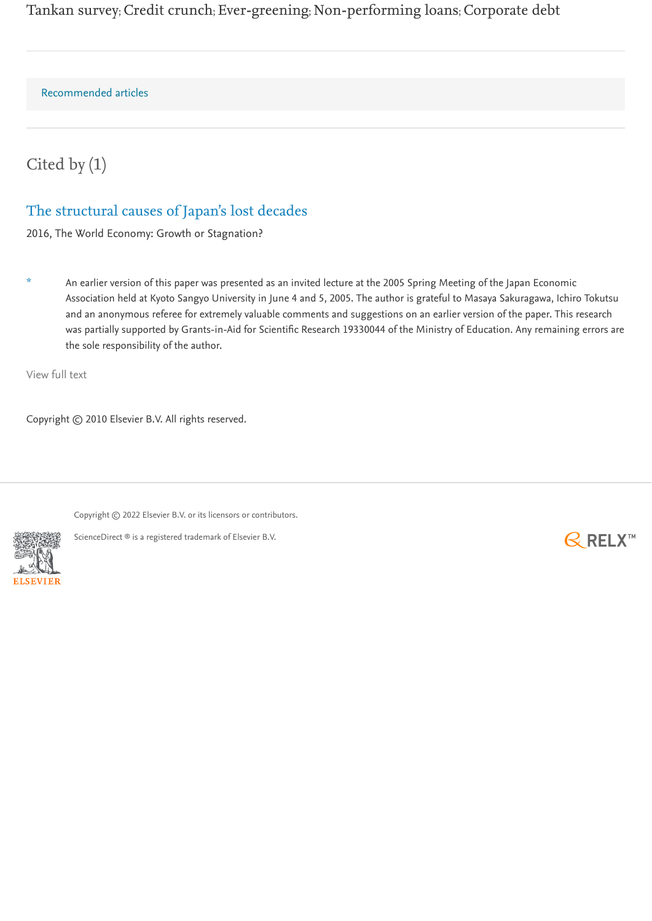Tankan survey; Credit crunch; Ever-greening; Non-performing loans; Corporate debt

Recommended articles

## Cited by (1)

### The structural causes of Japan's lost decades

2016, The World Economy: Growth or Stagnation?

* An earlier version of this paper was presented as an invited lecture at the 2005 Spring Meeting of the Japan Economic Association held at Kyoto Sangyo University in June 4 and 5, 2005. The author is grateful to Masaya Sakuragawa, Ichiro Tokutsu and an anonymous referee for extremely valuable comments and suggestions on an earlier version of the paper. This research was partially supported by Grants-in-Aid for Scientific Research 19330044 of the Ministry of Education. Any remaining errors are the sole responsibility of the author.

View full text

Copyright © 2010 Elsevier B.V. All rights reserved.

Copyright © 2022 Elsevier B.V. or its licensors or contributors.

ScienceDirect ® is a registered trademark of Elsevier B.V.